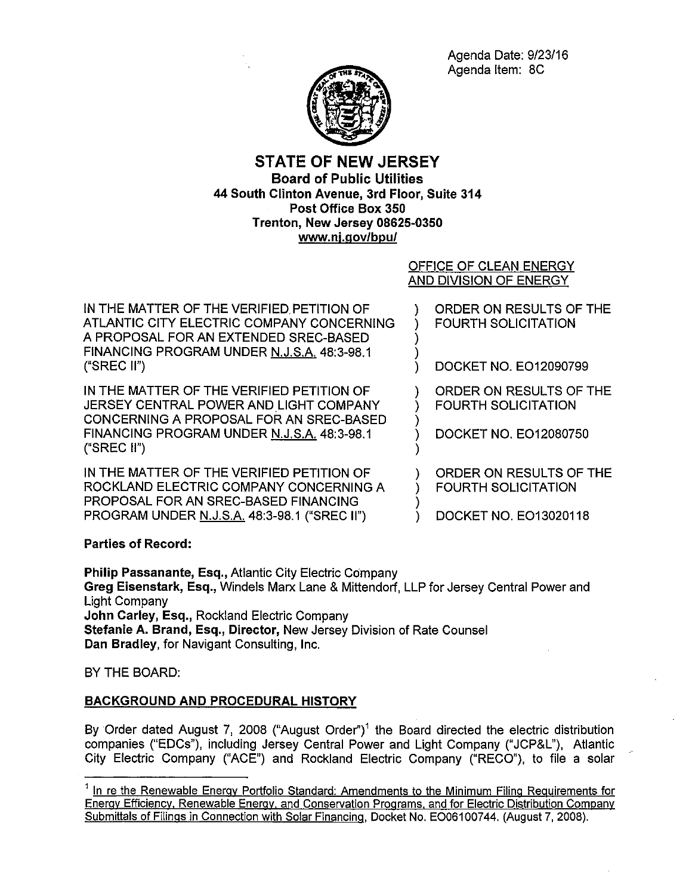Agenda Date: 9/23/16
Agenda Item: 8C

# STATE OF NEW JERSEY

**Board of Public Utilities**
**44 South Clinton Avenue, 3rd Floor, Suite 314**
**Post Office Box 350**
**Trenton, New Jersey 08625-0350**
**www.nj.gov/bpu/**

OFFICE OF CLEAN ENERGY
AND DIVISION OF ENERGY

| | | |
|---|---|---|
| IN THE MATTER OF THE VERIFIED PETITION OF ATLANTIC CITY ELECTRIC COMPANY CONCERNING A PROPOSAL FOR AN EXTENDED SREC-BASED FINANCING PROGRAM UNDER N.J.S.A. 48:3-98.1 ("SREC II") | ) | ORDER ON RESULTS OF THE FOURTH SOLICITATION<br><br>DOCKET NO. EO12090799 |
| IN THE MATTER OF THE VERIFIED PETITION OF JERSEY CENTRAL POWER AND LIGHT COMPANY CONCERNING A PROPOSAL FOR AN SREC-BASED FINANCING PROGRAM UNDER N.J.S.A. 48:3-98.1 ("SREC II") | ) | ORDER ON RESULTS OF THE FOURTH SOLICITATION<br><br>DOCKET NO. EO12080750 |
| IN THE MATTER OF THE VERIFIED PETITION OF ROCKLAND ELECTRIC COMPANY CONCERNING A PROPOSAL FOR AN SREC-BASED FINANCING PROGRAM UNDER N.J.S.A. 48:3-98.1 ("SREC II") | ) | ORDER ON RESULTS OF THE FOURTH SOLICITATION<br><br>DOCKET NO. EO13020118 |

**Parties of Record:**

**Philip Passanante, Esq.,** Atlantic City Electric Company
**Greg Eisenstark, Esq.,** Windels Marx Lane & Mittendorf, LLP for Jersey Central Power and Light Company
**John Carley, Esq.,** Rockland Electric Company
**Stefanie A. Brand, Esq., Director,** New Jersey Division of Rate Counsel
**Dan Bradley**, for Navigant Consulting, Inc.

BY THE BOARD:

## BACKGROUND AND PROCEDURAL HISTORY

By Order dated August 7, 2008 ("August Order")[1] the Board directed the electric distribution companies ("EDCs"), including Jersey Central Power and Light Company ("JCP&L"), Atlantic City Electric Company ("ACE") and Rockland Electric Company ("RECO"), to file a solar

[1] In re the Renewable Energy Portfolio Standard: Amendments to the Minimum Filing Requirements for Energy Efficiency, Renewable Energy, and Conservation Programs, and for Electric Distribution Company Submittals of Filings in Connection with Solar Financing, Docket No. EO06100744. (August 7, 2008).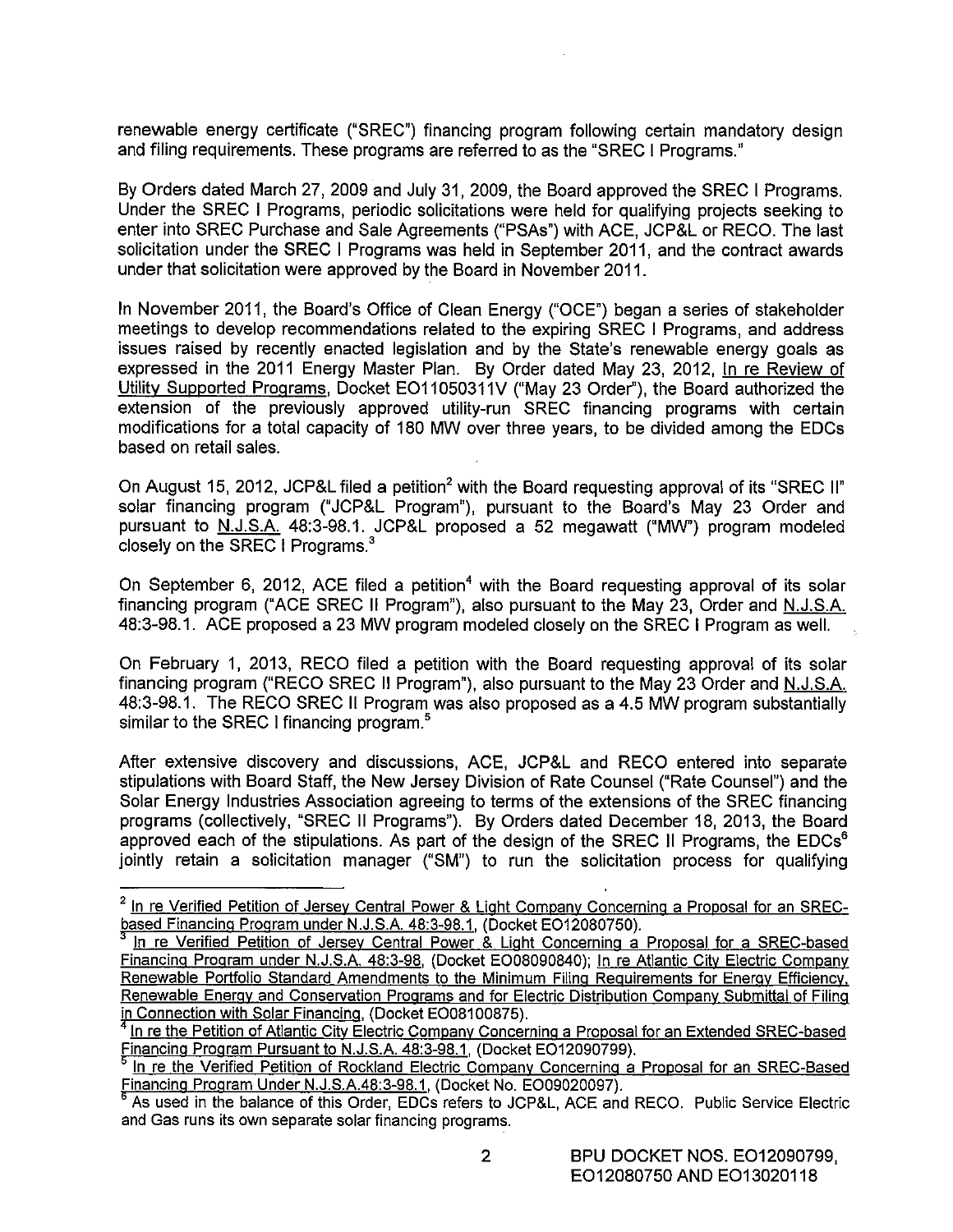renewable energy certificate ("SREC") financing program following certain mandatory design and filing requirements. These programs are referred to as the "SREC I Programs."

By Orders dated March 27, 2009 and July 31, 2009, the Board approved the SREC I Programs. Under the SREC I Programs, periodic solicitations were held for qualifying projects seeking to enter into SREC Purchase and Sale Agreements ("PSAs") with ACE, JCP&L or RECO. The last solicitation under the SREC I Programs was held in September 2011, and the contract awards under that solicitation were approved by the Board in November 2011.

In November 2011, the Board's Office of Clean Energy ("OCE") began a series of stakeholder meetings to develop recommendations related to the expiring SREC I Programs, and address issues raised by recently enacted legislation and by the State's renewable energy goals as expressed in the 2011 Energy Master Plan. By Order dated May 23, 2012, In re Review of Utility Supported Programs, Docket EO11050311V ("May 23 Order"), the Board authorized the extension of the previously approved utility-run SREC financing programs with certain modifications for a total capacity of 180 MW over three years, to be divided among the EDCs based on retail sales.

On August 15, 2012, JCP&L filed a petition[2] with the Board requesting approval of its "SREC II" solar financing program ("JCP&L Program"), pursuant to the Board's May 23 Order and pursuant to N.J.S.A. 48:3-98.1. JCP&L proposed a 52 megawatt ("MW") program modeled closely on the SREC I Programs.[3]

On September 6, 2012, ACE filed a petition[4] with the Board requesting approval of its solar financing program ("ACE SREC II Program"), also pursuant to the May 23, Order and N.J.S.A. 48:3-98.1. ACE proposed a 23 MW program modeled closely on the SREC I Program as well.

On February 1, 2013, RECO filed a petition with the Board requesting approval of its solar financing program ("RECO SREC II Program"), also pursuant to the May 23 Order and N.J.S.A. 48:3-98.1. The RECO SREC II Program was also proposed as a 4.5 MW program substantially similar to the SREC I financing program.[5]

After extensive discovery and discussions, ACE, JCP&L and RECO entered into separate stipulations with Board Staff, the New Jersey Division of Rate Counsel ("Rate Counsel") and the Solar Energy Industries Association agreeing to terms of the extensions of the SREC financing programs (collectively, "SREC II Programs"). By Orders dated December 18, 2013, the Board approved each of the stipulations. As part of the design of the SREC II Programs, the EDCs[6] jointly retain a solicitation manager ("SM") to run the solicitation process for qualifying

---

[2] In re Verified Petition of Jersey Central Power & Light Company Concerning a Proposal for an SREC-based Financing Program under N.J.S.A. 48:3-98.1, (Docket EO12080750).

[3] In re Verified Petition of Jersey Central Power & Light Concerning a Proposal for a SREC-based Financing Program under N.J.S.A. 48:3-98, (Docket EO08090840); In re Atlantic City Electric Company Renewable Portfolio Standard Amendments to the Minimum Filing Requirements for Energy Efficiency, Renewable Energy and Conservation Programs and for Electric Distribution Company Submittal of Filing in Connection with Solar Financing, (Docket EO08100875).

[4] In re the Petition of Atlantic City Electric Company Concerning a Proposal for an Extended SREC-based Financing Program Pursuant to N.J.S.A. 48:3-98.1, (Docket EO12090799).

[5] In re the Verified Petition of Rockland Electric Company Concerning a Proposal for an SREC-Based Financing Program Under N.J.S.A.48:3-98.1, (Docket No. EO09020097).

[6] As used in the balance of this Order, EDCs refers to JCP&L, ACE and RECO. Public Service Electric and Gas runs its own separate solar financing programs.

BPU DOCKET NOS. EO12090799, EO12080750 AND EO13020118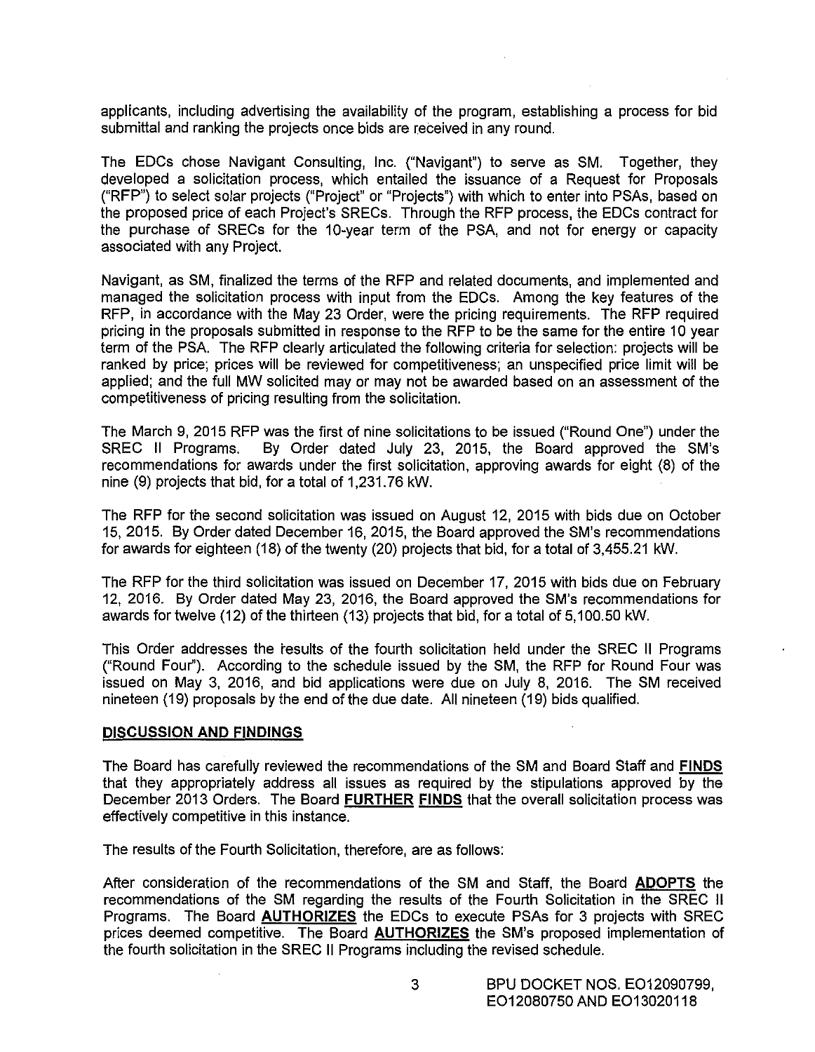applicants, including advertising the availability of the program, establishing a process for bid submittal and ranking the projects once bids are received in any round.

The EDCs chose Navigant Consulting, Inc. ("Navigant") to serve as SM. Together, they developed a solicitation process, which entailed the issuance of a Request for Proposals ("RFP") to select solar projects ("Project" or "Projects") with which to enter into PSAs, based on the proposed price of each Project's SRECs. Through the RFP process, the EDCs contract for the purchase of SRECs for the 10-year term of the PSA, and not for energy or capacity associated with any Project.

Navigant, as SM, finalized the terms of the RFP and related documents, and implemented and managed the solicitation process with input from the EDCs. Among the key features of the RFP, in accordance with the May 23 Order, were the pricing requirements. The RFP required pricing in the proposals submitted in response to the RFP to be the same for the entire 10 year term of the PSA. The RFP clearly articulated the following criteria for selection: projects will be ranked by price; prices will be reviewed for competitiveness; an unspecified price limit will be applied; and the full MW solicited may or may not be awarded based on an assessment of the competitiveness of pricing resulting from the solicitation.

The March 9, 2015 RFP was the first of nine solicitations to be issued ("Round One") under the SREC II Programs. By Order dated July 23, 2015, the Board approved the SM's recommendations for awards under the first solicitation, approving awards for eight (8) of the nine (9) projects that bid, for a total of 1,231.76 kW.

The RFP for the second solicitation was issued on August 12, 2015 with bids due on October 15, 2015. By Order dated December 16, 2015, the Board approved the SM's recommendations for awards for eighteen (18) of the twenty (20) projects that bid, for a total of 3,455.21 kW.

The RFP for the third solicitation was issued on December 17, 2015 with bids due on February 12, 2016. By Order dated May 23, 2016, the Board approved the SM's recommendations for awards for twelve (12) of the thirteen (13) projects that bid, for a total of 5,100.50 kW.

This Order addresses the results of the fourth solicitation held under the SREC II Programs ("Round Four"). According to the schedule issued by the SM, the RFP for Round Four was issued on May 3, 2016, and bid applications were due on July 8, 2016. The SM received nineteen (19) proposals by the end of the due date. All nineteen (19) bids qualified.

## DISCUSSION AND FINDINGS

The Board has carefully reviewed the recommendations of the SM and Board Staff and **FINDS** that they appropriately address all issues as required by the stipulations approved by the December 2013 Orders. The Board **FURTHER FINDS** that the overall solicitation process was effectively competitive in this instance.

The results of the Fourth Solicitation, therefore, are as follows:

After consideration of the recommendations of the SM and Staff, the Board **ADOPTS** the recommendations of the SM regarding the results of the Fourth Solicitation in the SREC II Programs. The Board **AUTHORIZES** the EDCs to execute PSAs for 3 projects with SREC prices deemed competitive. The Board **AUTHORIZES** the SM's proposed implementation of the fourth solicitation in the SREC II Programs including the revised schedule.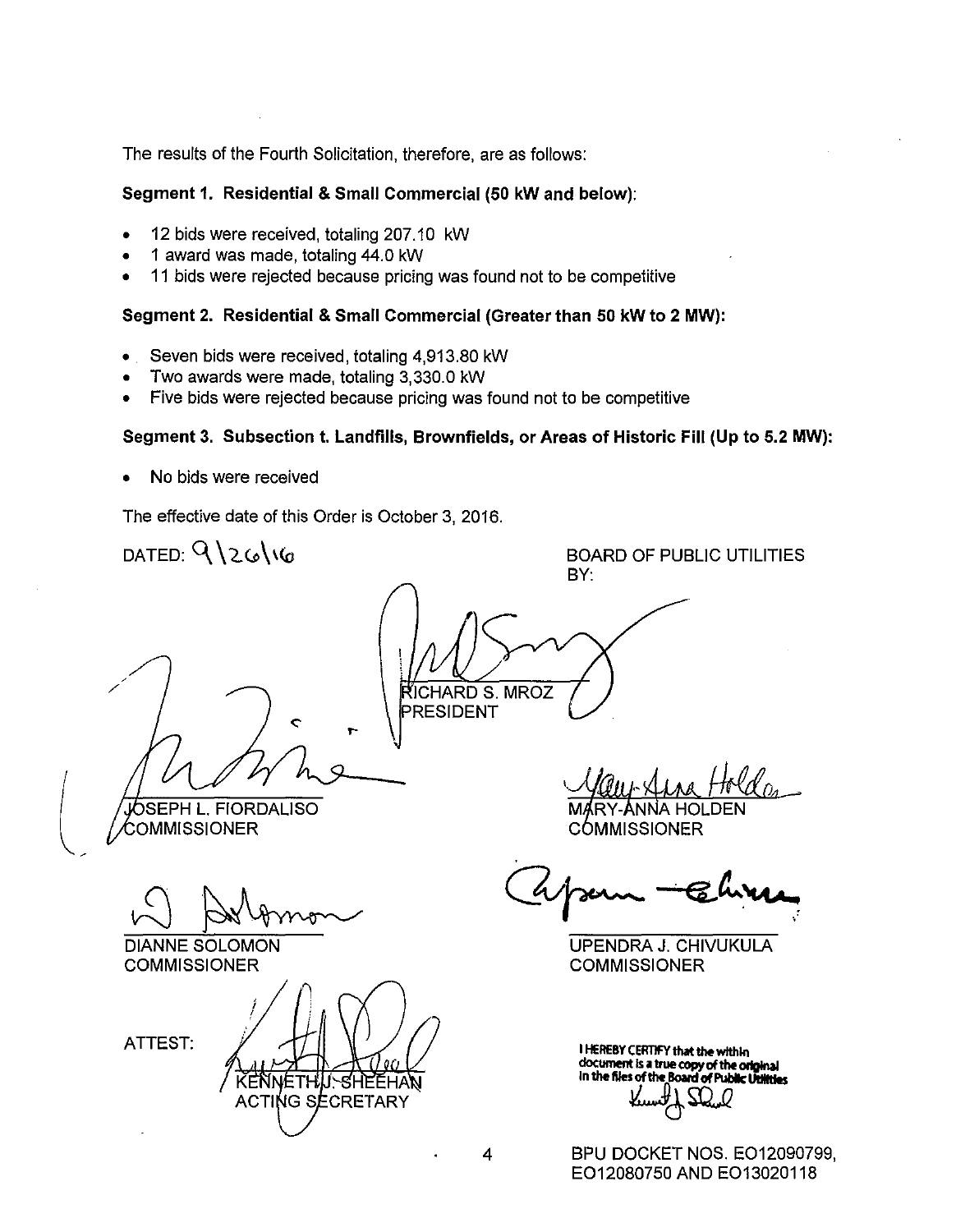The results of the Fourth Solicitation, therefore, are as follows:

**Segment 1. Residential & Small Commercial (50 kW and below):**

- 12 bids were received, totaling 207.10 kW
- 1 award was made, totaling 44.0 kW
- 11 bids were rejected because pricing was found not to be competitive

**Segment 2. Residential & Small Commercial (Greater than 50 kW to 2 MW):**

- Seven bids were received, totaling 4,913.80 kW
- Two awards were made, totaling 3,330.0 kW
- Five bids were rejected because pricing was found not to be competitive

**Segment 3. Subsection t. Landfills, Brownfields, or Areas of Historic Fill (Up to 5.2 MW):**

- No bids were received

The effective date of this Order is October 3, 2016.

DATED: 9\26\16

BOARD OF PUBLIC UTILITIES
BY:

RICHARD S. MROZ
PRESIDENT

JOSEPH L. FIORDALISO
COMMISSIONER

MARY-ANNA HOLDEN
COMMISSIONER

DIANNE SOLOMON
COMMISSIONER

UPENDRA J. CHIVUKULA
COMMISSIONER

ATTEST:

KENNETH J. SHEEHAN
ACTING SECRETARY

I HEREBY CERTIFY that the within document is a true copy of the original in the files of the Board of Public Utilities

BPU DOCKET NOS. EO12090799, EO12080750 AND EO13020118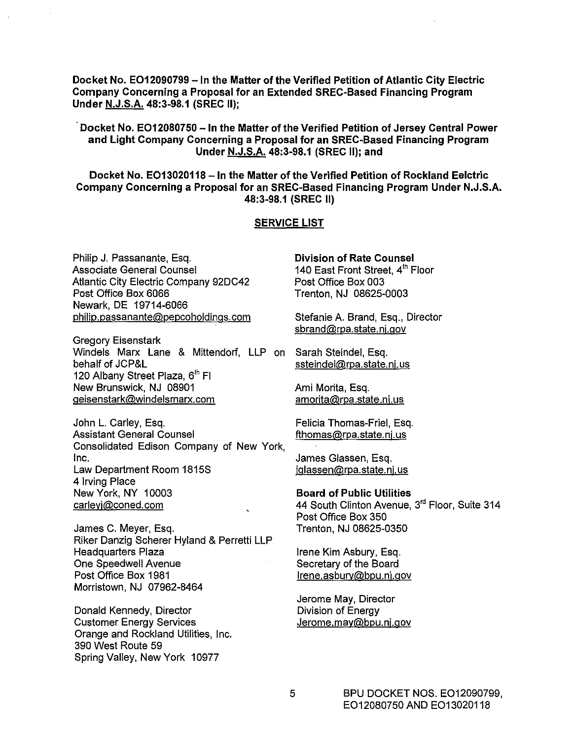**Docket No. EO12090799 – In the Matter of the Verified Petition of Atlantic City Electric Company Concerning a Proposal for an Extended SREC-Based Financing Program Under N.J.S.A. 48:3-98.1 (SREC II);**

**Docket No. EO12080750 – In the Matter of the Verified Petition of Jersey Central Power and Light Company Concerning a Proposal for an SREC-Based Financing Program Under N.J.S.A. 48:3-98.1 (SREC II); and**

**Docket No. EO13020118 – In the Matter of the Verified Petition of Rockland Eelctric Company Concerning a Proposal for an SREC-Based Financing Program Under N.J.S.A. 48:3-98.1 (SREC II)**

**SERVICE LIST**

Philip J. Passanante, Esq.
Associate General Counsel
Atlantic City Electric Company 92DC42
Post Office Box 6066
Newark, DE 19714-6066
philip.passanante@pepcoholdings.com

Gregory Eisenstark
Windels Marx Lane & Mittendorf, LLP on behalf of JCP&L
120 Albany Street Plaza, 6th Fl
New Brunswick, NJ 08901
geisenstark@windelsmarx.com

John L. Carley, Esq.
Assistant General Counsel
Consolidated Edison Company of New York, Inc.
Law Department Room 1815S
4 Irving Place
New York, NY 10003
carleyj@coned.com

James C. Meyer, Esq.
Riker Danzig Scherer Hyland & Perretti LLP
Headquarters Plaza
One Speedwell Avenue
Post Office Box 1981
Morristown, NJ 07962-8464

Donald Kennedy, Director
Customer Energy Services
Orange and Rockland Utilities, Inc.
390 West Route 59
Spring Valley, New York 10977

**Division of Rate Counsel**
140 East Front Street, 4th Floor
Post Office Box 003
Trenton, NJ 08625-0003

Stefanie A. Brand, Esq., Director
sbrand@rpa.state.nj.gov

Sarah Steindel, Esq.
ssteindel@rpa.state.nj.us

Ami Morita, Esq.
amorita@rpa.state.nj.us

Felicia Thomas-Friel, Esq.
fthomas@rpa.state.nj.us

James Glassen, Esq.
jglassen@rpa.state.nj.us

**Board of Public Utilities**
44 South Clinton Avenue, 3rd Floor, Suite 314
Post Office Box 350
Trenton, NJ 08625-0350

Irene Kim Asbury, Esq.
Secretary of the Board
Irene.asbury@bpu.nj.gov

Jerome May, Director
Division of Energy
Jerome.may@bpu.nj.gov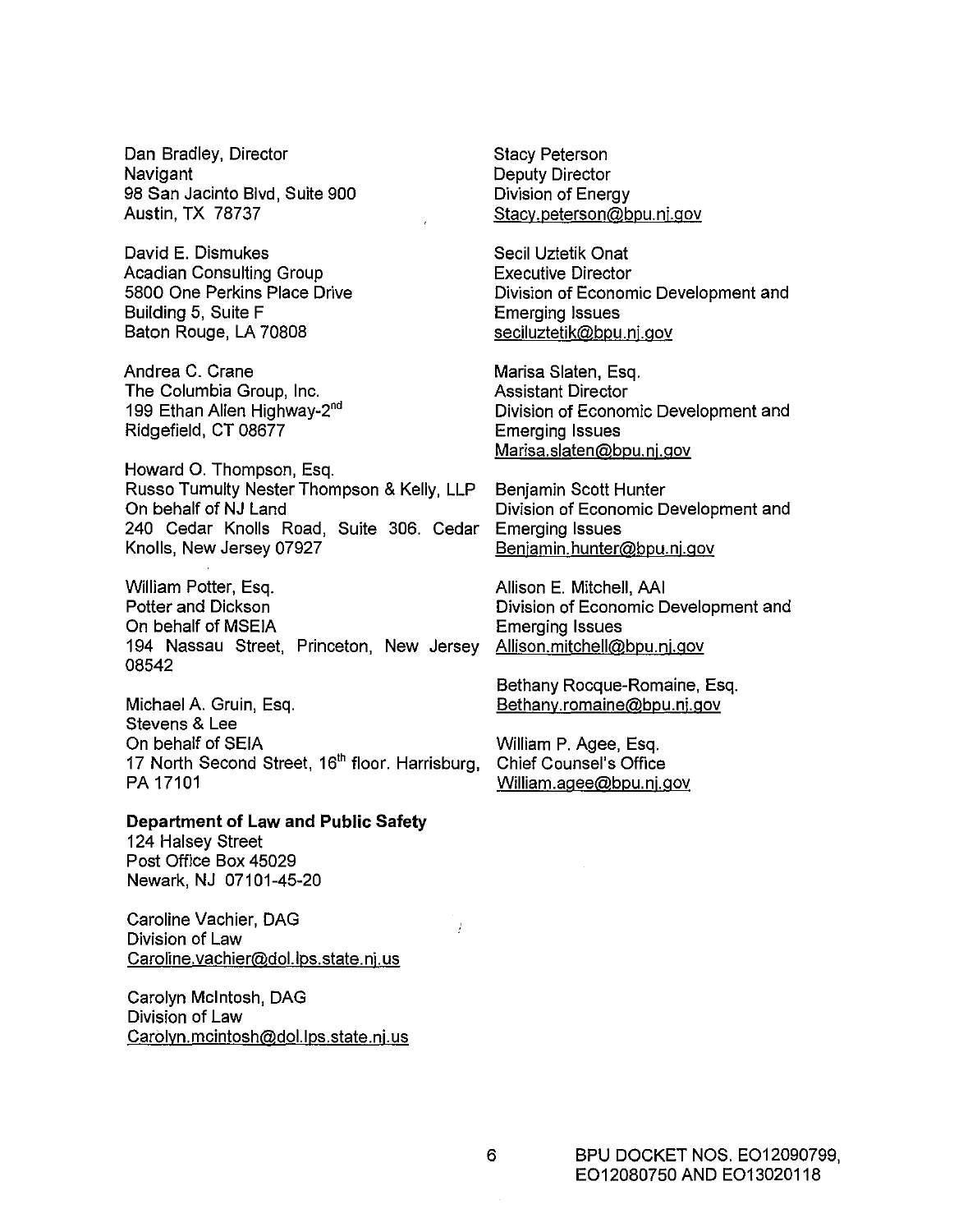Dan Bradley, Director
Navigant
98 San Jacinto Blvd, Suite 900
Austin, TX 78737

David E. Dismukes
Acadian Consulting Group
5800 One Perkins Place Drive
Building 5, Suite F
Baton Rouge, LA 70808

Andrea C. Crane
The Columbia Group, Inc.
199 Ethan Allen Highway-2nd
Ridgefield, CT 08677

Howard O. Thompson, Esq.
Russo Tumulty Nester Thompson & Kelly, LLP
On behalf of NJ Land
240 Cedar Knolls Road, Suite 306. Cedar Knolls, New Jersey 07927

William Potter, Esq.
Potter and Dickson
On behalf of MSEIA
194 Nassau Street, Princeton, New Jersey 08542

Michael A. Gruin, Esq.
Stevens & Lee
On behalf of SEIA
17 North Second Street, 16th floor. Harrisburg, PA 17101

**Department of Law and Public Safety**
124 Halsey Street
Post Office Box 45029
Newark, NJ 07101-45-20

Caroline Vachier, DAG
Division of Law
Caroline.vachier@dol.lps.state.nj.us

Carolyn McIntosh, DAG
Division of Law
Carolyn.mcintosh@dol.lps.state.nj.us

Stacy Peterson
Deputy Director
Division of Energy
Stacy.peterson@bpu.nj.gov

Secil Uztetik Onat
Executive Director
Division of Economic Development and Emerging Issues
seciluztetik@bpu.nj.gov

Marisa Slaten, Esq.
Assistant Director
Division of Economic Development and Emerging Issues
Marisa.slaten@bpu.nj.gov

Benjamin Scott Hunter
Division of Economic Development and Emerging Issues
Benjamin.hunter@bpu.nj.gov

Allison E. Mitchell, AAI
Division of Economic Development and Emerging Issues
Allison.mitchell@bpu.nj.gov

Bethany Rocque-Romaine, Esq.
Bethany.romaine@bpu.nj.gov

William P. Agee, Esq.
Chief Counsel's Office
William.agee@bpu.nj.gov

BPU DOCKET NOS. EO12090799, EO12080750 AND EO13020118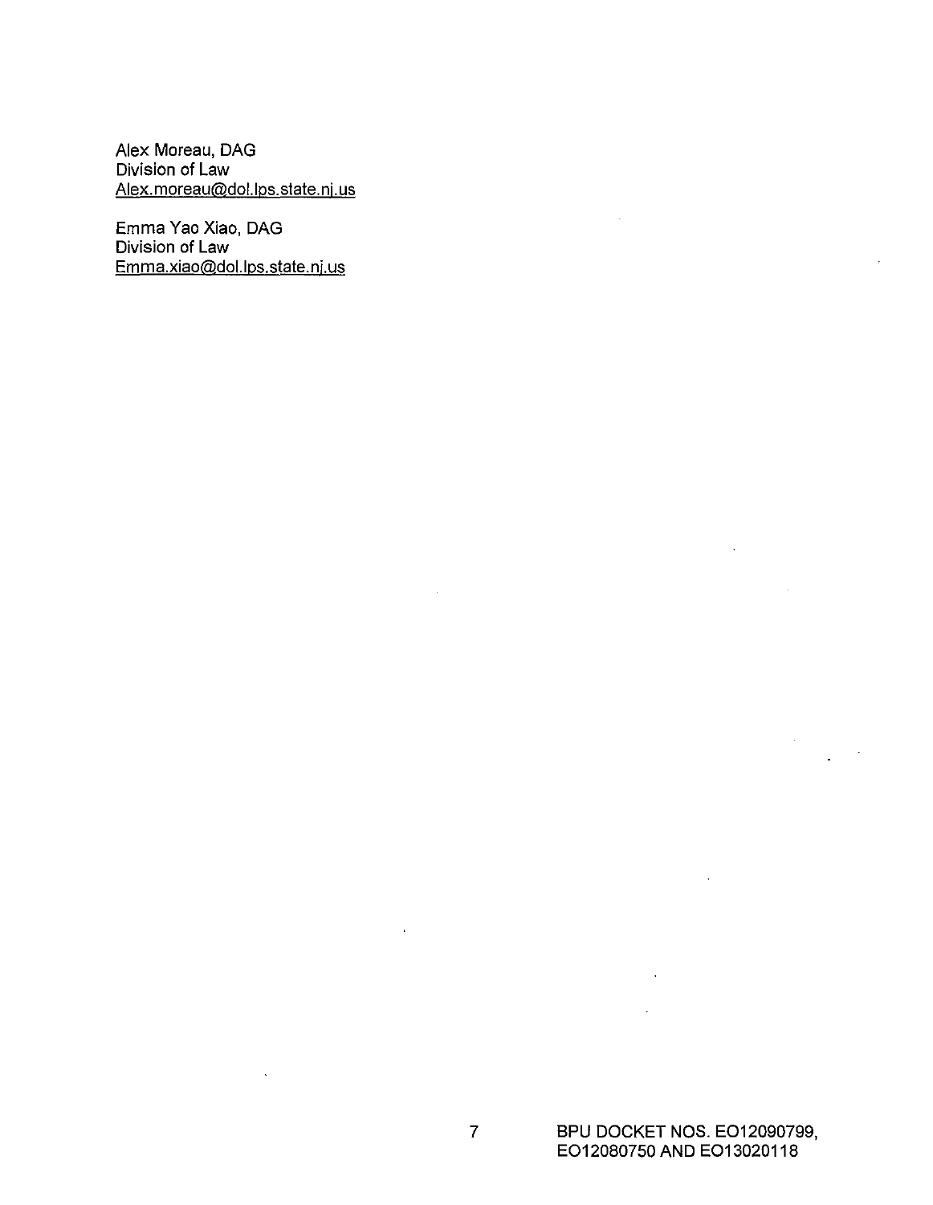Alex Moreau, DAG
Division of Law
Alex.moreau@dol.lps.state.nj.us

Emma Yao Xiao, DAG
Division of Law
Emma.xiao@dol.lps.state.nj.us